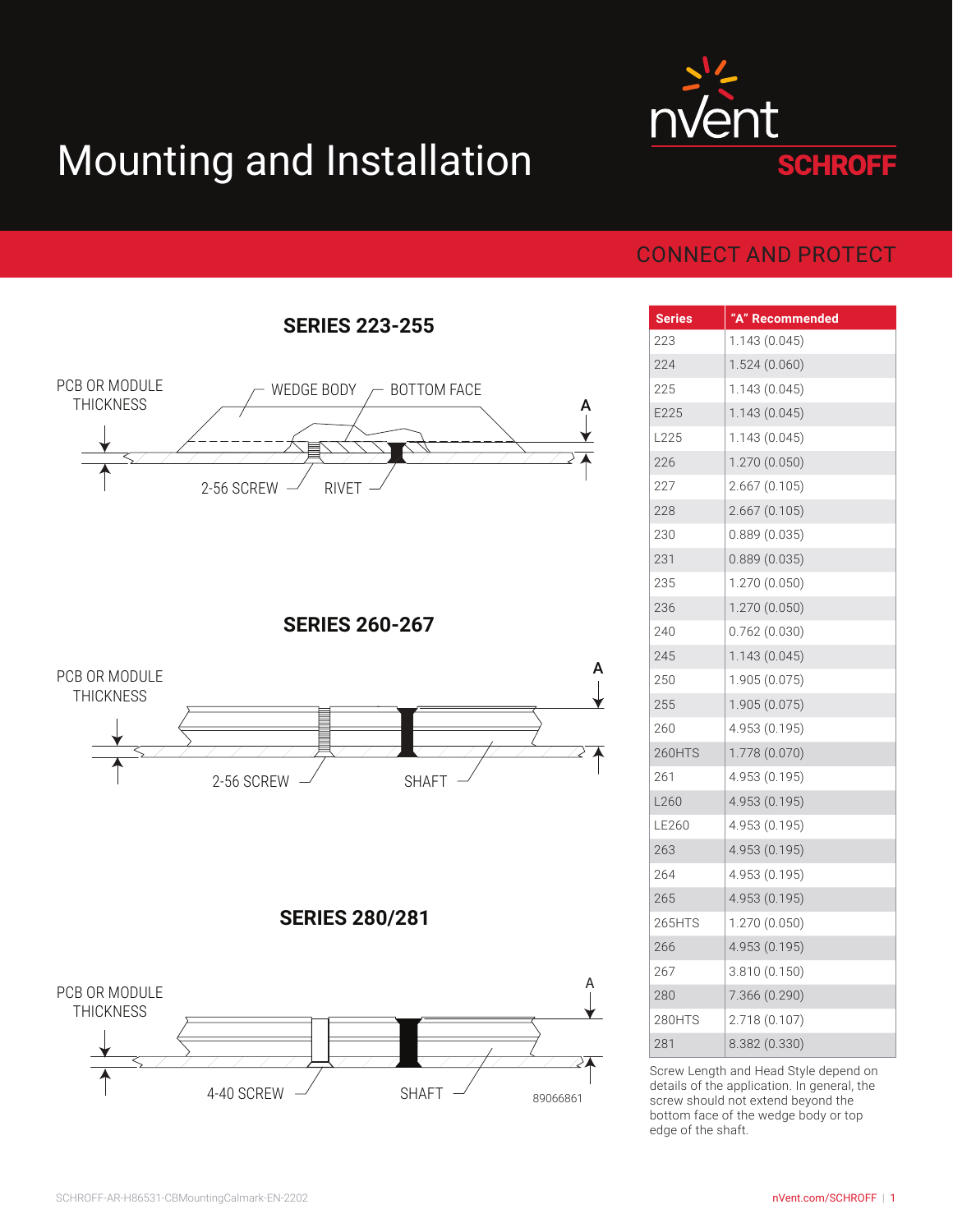# Mounting and Installation

nVent SCHROFF

CONNECT AND PROTECT

## SERIES 223-255

PCB OR MODULE THICKNESS

WEDGE BODY

BOTTOM FACE

A

2-56 SCREW

RIVET

## SERIES 260-267

PCB OR MODULE THICKNESS

A

2-56 SCREW

SHAFT

## SERIES 280/281

PCB OR MODULE THICKNESS

A

4-40 SCREW

SHAFT

89066861

| Series | "A" Recommended |
|---|---|
| 223 | 1.143 (0.045) |
| 224 | 1.524 (0.060) |
| 225 | 1.143 (0.045) |
| E225 | 1.143 (0.045) |
| L225 | 1.143 (0.045) |
| 226 | 1.270 (0.050) |
| 227 | 2.667 (0.105) |
| 228 | 2.667 (0.105) |
| 230 | 0.889 (0.035) |
| 231 | 0.889 (0.035) |
| 235 | 1.270 (0.050) |
| 236 | 1.270 (0.050) |
| 240 | 0.762 (0.030) |
| 245 | 1.143 (0.045) |
| 250 | 1.905 (0.075) |
| 255 | 1.905 (0.075) |
| 260 | 4.953 (0.195) |
| 260HTS | 1.778 (0.070) |
| 261 | 4.953 (0.195) |
| L260 | 4.953 (0.195) |
| LE260 | 4.953 (0.195) |
| 263 | 4.953 (0.195) |
| 264 | 4.953 (0.195) |
| 265 | 4.953 (0.195) |
| 265HTS | 1.270 (0.050) |
| 266 | 4.953 (0.195) |
| 267 | 3.810 (0.150) |
| 280 | 7.366 (0.290) |
| 280HTS | 2.718 (0.107) |
| 281 | 8.382 (0.330) |

Screw Length and Head Style depend on details of the application. In general, the screw should not extend beyond the bottom face of the wedge body or top edge of the shaft.

SCHROFF-AR-H86531-CBMountingCalmark-EN-2202

nVent.com/SCHROFF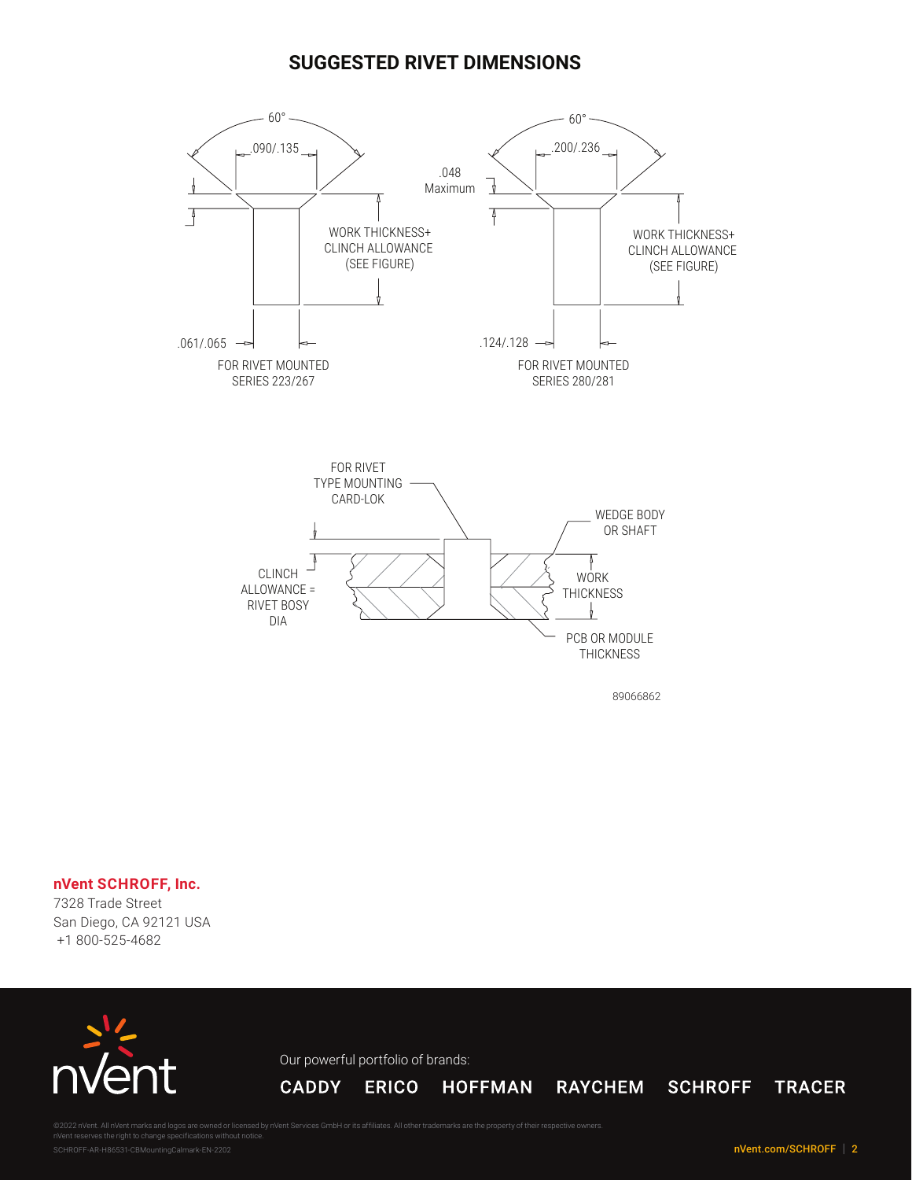## SUGGESTED RIVET DIMENSIONS

60°

.090/.135

WORK THICKNESS+
CLINCH ALLOWANCE
(SEE FIGURE)

.061/.065

FOR RIVET MOUNTED
SERIES 223/267

60°

.200/.236

.048
Maximum

WORK THICKNESS+
CLINCH ALLOWANCE
(SEE FIGURE)

.124/.128

FOR RIVET MOUNTED
SERIES 280/281

FOR RIVET
TYPE MOUNTING
CARD-LOK

WEDGE BODY
OR SHAFT

CLINCH
ALLOWANCE =
RIVET BOSY
DIA

WORK
THICKNESS

PCB OR MODULE
THICKNESS

89066862

**nVent SCHROFF, Inc.**
7328 Trade Street
San Diego, CA 92121 USA
+1 800-525-4682

Our powerful portfolio of brands:

CADDY ERICO HOFFMAN RAYCHEM SCHROFF TRACER

©2022 nVent. All nVent marks and logos are owned or licensed by nVent Services GmbH or its affiliates. All other trademarks are the property of their respective owners.
nVent reserves the right to change specifications without notice.

SCHROFF-AR-H86531-CBMountingCalmark-EN-2202

nVent.com/SCHROFF